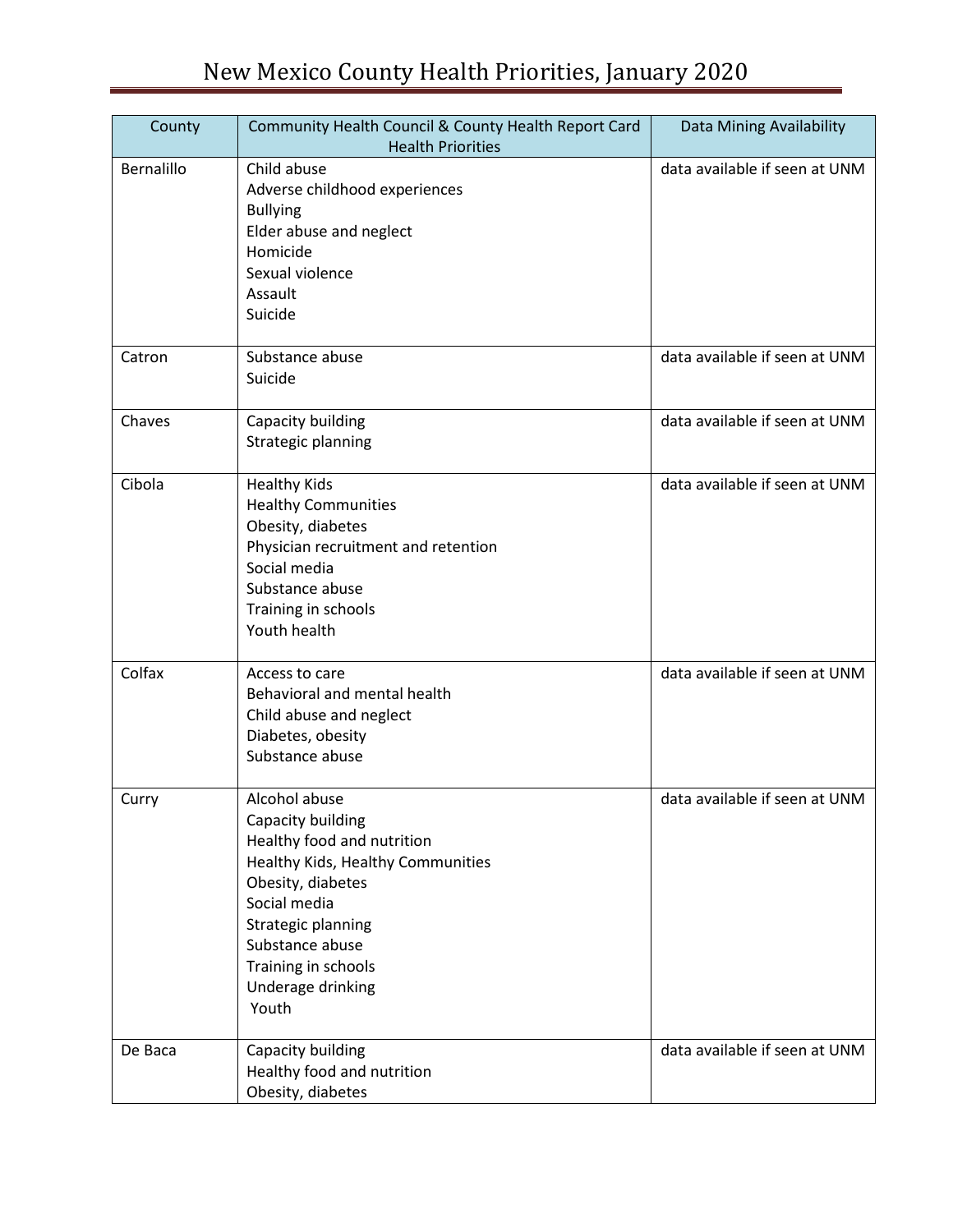# New Mexico County Health Priorities, January 2020

| County | Community Health Council & County Health Report Card Health Priorities | Data Mining Availability |
|---|---|---|
| Bernalillo | Child abuse<br>Adverse childhood experiences<br>Bullying<br>Elder abuse and neglect<br>Homicide<br>Sexual violence<br>Assault<br>Suicide | data available if seen at UNM |
| Catron | Substance abuse<br>Suicide | data available if seen at UNM |
| Chaves | Capacity building<br>Strategic planning | data available if seen at UNM |
| Cibola | Healthy Kids<br>Healthy Communities<br>Obesity, diabetes<br>Physician recruitment and retention<br>Social media<br>Substance abuse<br>Training in schools<br>Youth health | data available if seen at UNM |
| Colfax | Access to care<br>Behavioral and mental health<br>Child abuse and neglect<br>Diabetes, obesity<br>Substance abuse | data available if seen at UNM |
| Curry | Alcohol abuse<br>Capacity building<br>Healthy food and nutrition<br>Healthy Kids, Healthy Communities<br>Obesity, diabetes<br>Social media<br>Strategic planning<br>Substance abuse<br>Training in schools<br>Underage drinking<br>Youth | data available if seen at UNM |
| De Baca | Capacity building<br>Healthy food and nutrition<br>Obesity, diabetes | data available if seen at UNM |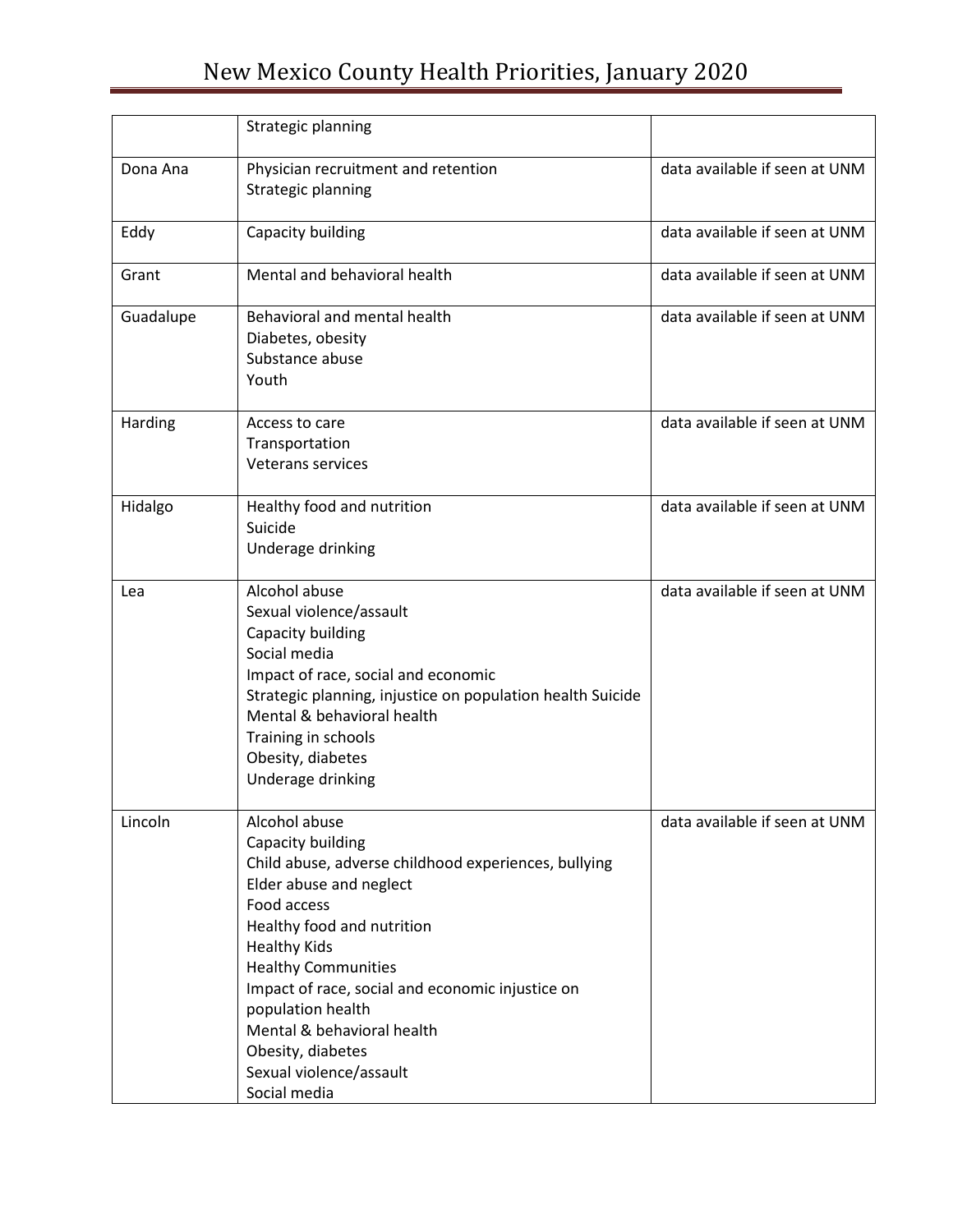| | | |
|---|---|---|
| | Strategic planning | |
| Dona Ana | Physician recruitment and retention<br>Strategic planning | data available if seen at UNM |
| Eddy | Capacity building | data available if seen at UNM |
| Grant | Mental and behavioral health | data available if seen at UNM |
| Guadalupe | Behavioral and mental health<br>Diabetes, obesity<br>Substance abuse<br>Youth | data available if seen at UNM |
| Harding | Access to care<br>Transportation<br>Veterans services | data available if seen at UNM |
| Hidalgo | Healthy food and nutrition<br>Suicide<br>Underage drinking | data available if seen at UNM |
| Lea | Alcohol abuse<br>Sexual violence/assault<br>Capacity building<br>Social media<br>Impact of race, social and economic<br>Strategic planning, injustice on population health Suicide<br>Mental & behavioral health<br>Training in schools<br>Obesity, diabetes<br>Underage drinking | data available if seen at UNM |
| Lincoln | Alcohol abuse<br>Capacity building<br>Child abuse, adverse childhood experiences, bullying<br>Elder abuse and neglect<br>Food access<br>Healthy food and nutrition<br>Healthy Kids<br>Healthy Communities<br>Impact of race, social and economic injustice on population health<br>Mental & behavioral health<br>Obesity, diabetes<br>Sexual violence/assault<br>Social media | data available if seen at UNM |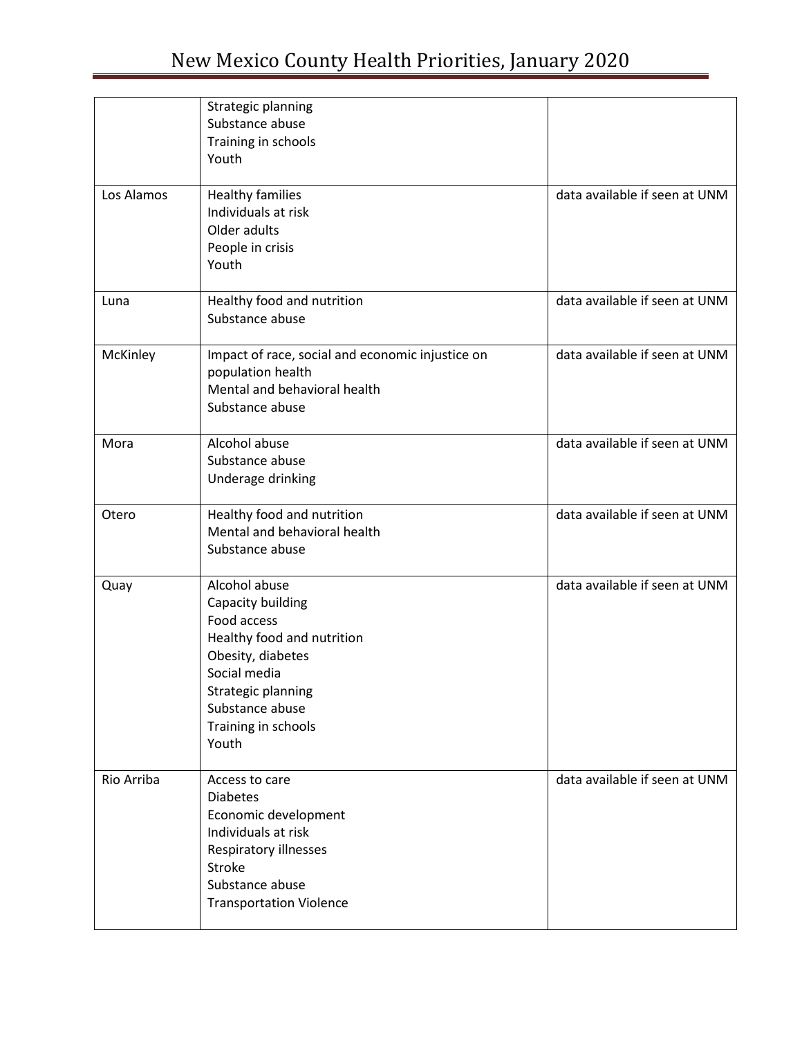| | | |
|---|---|---|
| | Strategic planning<br>Substance abuse<br>Training in schools<br>Youth | |
| Los Alamos | Healthy families<br>Individuals at risk<br>Older adults<br>People in crisis<br>Youth | data available if seen at UNM |
| Luna | Healthy food and nutrition<br>Substance abuse | data available if seen at UNM |
| McKinley | Impact of race, social and economic injustice on population health<br>Mental and behavioral health<br>Substance abuse | data available if seen at UNM |
| Mora | Alcohol abuse<br>Substance abuse<br>Underage drinking | data available if seen at UNM |
| Otero | Healthy food and nutrition<br>Mental and behavioral health<br>Substance abuse | data available if seen at UNM |
| Quay | Alcohol abuse<br>Capacity building<br>Food access<br>Healthy food and nutrition<br>Obesity, diabetes<br>Social media<br>Strategic planning<br>Substance abuse<br>Training in schools<br>Youth | data available if seen at UNM |
| Rio Arriba | Access to care<br>Diabetes<br>Economic development<br>Individuals at risk<br>Respiratory illnesses<br>Stroke<br>Substance abuse<br>Transportation Violence | data available if seen at UNM |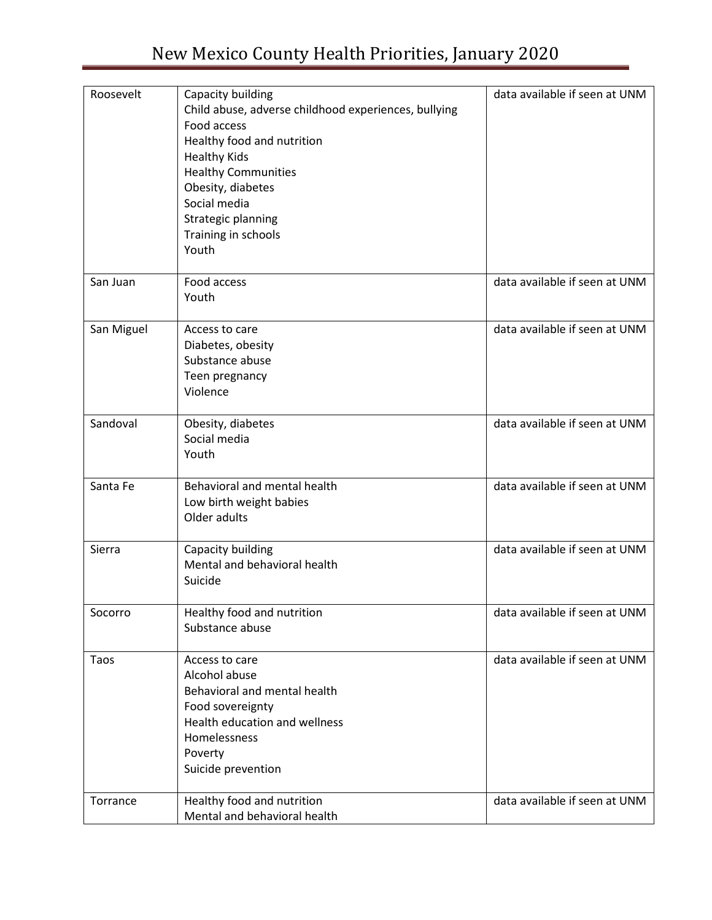| Roosevelt | Capacity building<br>Child abuse, adverse childhood experiences, bullying<br>Food access<br>Healthy food and nutrition<br>Healthy Kids<br>Healthy Communities<br>Obesity, diabetes<br>Social media<br>Strategic planning<br>Training in schools<br>Youth | data available if seen at UNM |
|---|---|---|
| San Juan | Food access<br>Youth | data available if seen at UNM |
| San Miguel | Access to care<br>Diabetes, obesity<br>Substance abuse<br>Teen pregnancy<br>Violence | data available if seen at UNM |
| Sandoval | Obesity, diabetes<br>Social media<br>Youth | data available if seen at UNM |
| Santa Fe | Behavioral and mental health<br>Low birth weight babies<br>Older adults | data available if seen at UNM |
| Sierra | Capacity building<br>Mental and behavioral health<br>Suicide | data available if seen at UNM |
| Socorro | Healthy food and nutrition<br>Substance abuse | data available if seen at UNM |
| Taos | Access to care<br>Alcohol abuse<br>Behavioral and mental health<br>Food sovereignty<br>Health education and wellness<br>Homelessness<br>Poverty<br>Suicide prevention | data available if seen at UNM |
| Torrance | Healthy food and nutrition<br>Mental and behavioral health | data available if seen at UNM |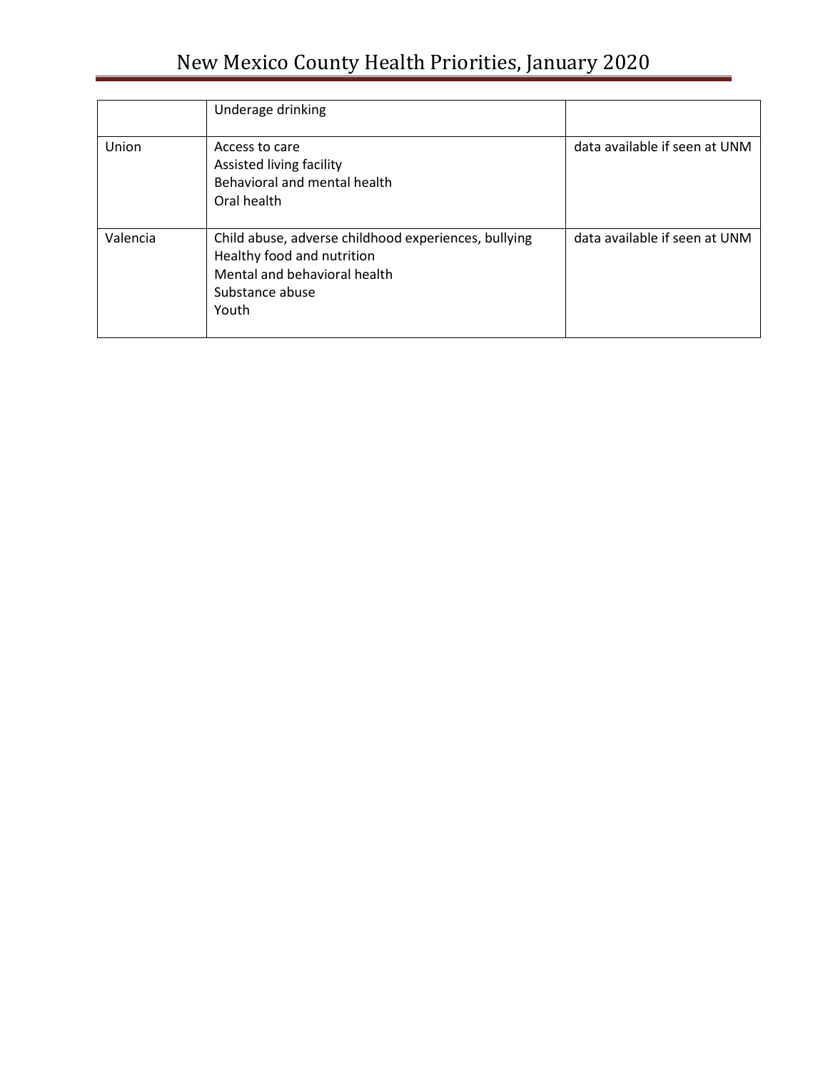| | | |
|---|---|---|
| | Underage drinking | |
| Union | Access to care<br>Assisted living facility<br>Behavioral and mental health<br>Oral health | data available if seen at UNM |
| Valencia | Child abuse, adverse childhood experiences, bullying<br>Healthy food and nutrition<br>Mental and behavioral health<br>Substance abuse<br>Youth | data available if seen at UNM |